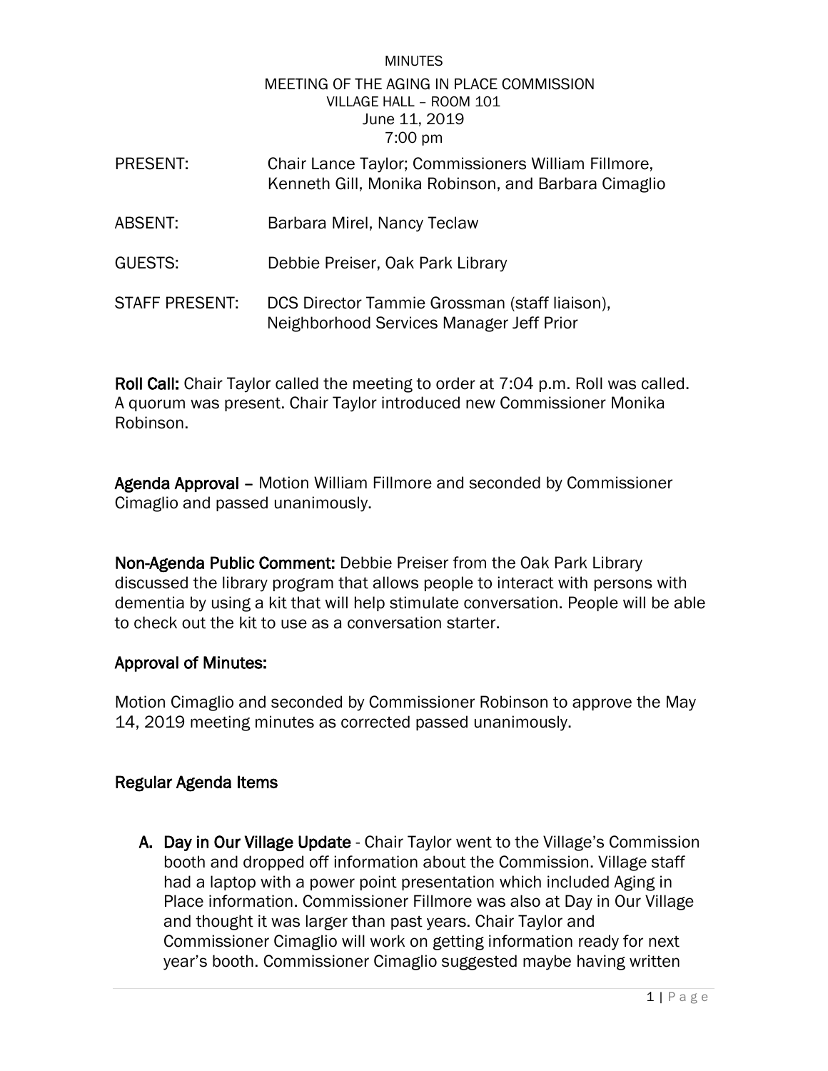MINUTES

MEETING OF THE AGING IN PLACE COMMISSION
VILLAGE HALL – ROOM 101
June 11, 2019
7:00 pm

| | |
|---|---|
| PRESENT: | Chair Lance Taylor; Commissioners William Fillmore, Kenneth Gill, Monika Robinson, and Barbara Cimaglio |
| ABSENT: | Barbara Mirel, Nancy Teclaw |
| GUESTS: | Debbie Preiser, Oak Park Library |
| STAFF PRESENT: | DCS Director Tammie Grossman (staff liaison), Neighborhood Services Manager Jeff Prior |

**Roll Call:** Chair Taylor called the meeting to order at 7:04 p.m. Roll was called. A quorum was present. Chair Taylor introduced new Commissioner Monika Robinson.

**Agenda Approval** – Motion William Fillmore and seconded by Commissioner Cimaglio and passed unanimously.

**Non-Agenda Public Comment:** Debbie Preiser from the Oak Park Library discussed the library program that allows people to interact with persons with dementia by using a kit that will help stimulate conversation. People will be able to check out the kit to use as a conversation starter.

## Approval of Minutes:

Motion Cimaglio and seconded by Commissioner Robinson to approve the May 14, 2019 meeting minutes as corrected passed unanimously.

## Regular Agenda Items

A. **Day in Our Village Update** - Chair Taylor went to the Village's Commission booth and dropped off information about the Commission. Village staff had a laptop with a power point presentation which included Aging in Place information. Commissioner Fillmore was also at Day in Our Village and thought it was larger than past years. Chair Taylor and Commissioner Cimaglio will work on getting information ready for next year's booth. Commissioner Cimaglio suggested maybe having written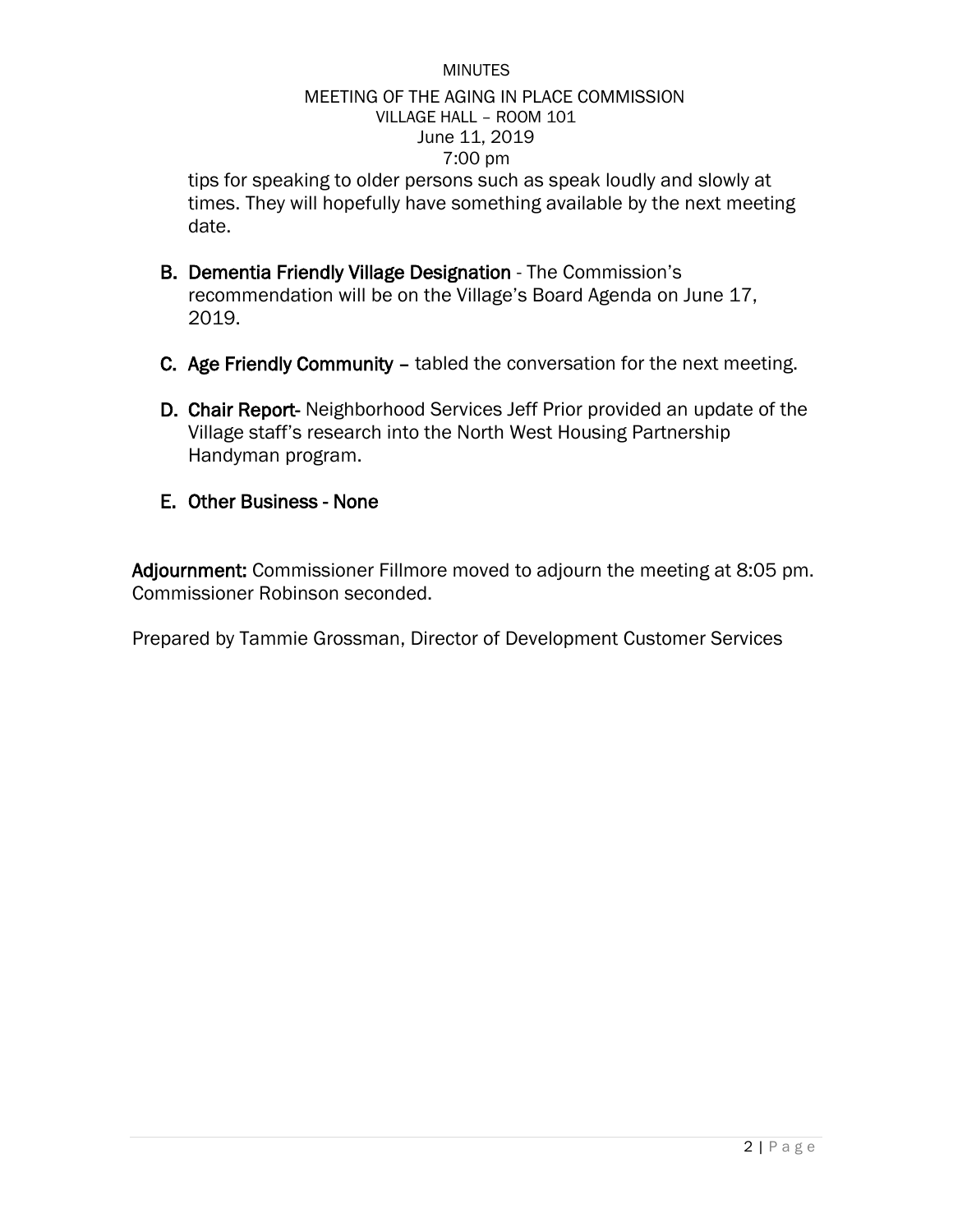tips for speaking to older persons such as speak loudly and slowly at times. They will hopefully have something available by the next meeting date.

B. **Dementia Friendly Village Designation** - The Commission's recommendation will be on the Village's Board Agenda on June 17, 2019.

C. **Age Friendly Community** – tabled the conversation for the next meeting.

D. **Chair Report-** Neighborhood Services Jeff Prior provided an update of the Village staff's research into the North West Housing Partnership Handyman program.

E. **Other Business - None**

**Adjournment:** Commissioner Fillmore moved to adjourn the meeting at 8:05 pm. Commissioner Robinson seconded.

Prepared by Tammie Grossman, Director of Development Customer Services